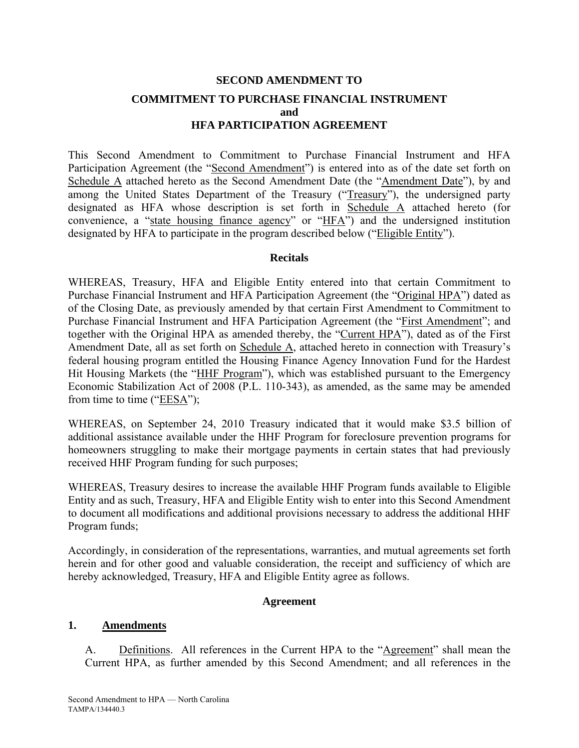**SECOND AMENDMENT TO**

**COMMITMENT TO PURCHASE FINANCIAL INSTRUMENT and HFA PARTICIPATION AGREEMENT**

This Second Amendment to Commitment to Purchase Financial Instrument and HFA Participation Agreement (the "Second Amendment") is entered into as of the date set forth on Schedule A attached hereto as the Second Amendment Date (the "Amendment Date"), by and among the United States Department of the Treasury ("Treasury"), the undersigned party designated as HFA whose description is set forth in Schedule A attached hereto (for convenience, a "state housing finance agency" or "HFA") and the undersigned institution designated by HFA to participate in the program described below ("Eligible Entity").

**Recitals**

WHEREAS, Treasury, HFA and Eligible Entity entered into that certain Commitment to Purchase Financial Instrument and HFA Participation Agreement (the "Original HPA") dated as of the Closing Date, as previously amended by that certain First Amendment to Commitment to Purchase Financial Instrument and HFA Participation Agreement (the "First Amendment"; and together with the Original HPA as amended thereby, the "Current HPA"), dated as of the First Amendment Date, all as set forth on Schedule A, attached hereto in connection with Treasury's federal housing program entitled the Housing Finance Agency Innovation Fund for the Hardest Hit Housing Markets (the "HHF Program"), which was established pursuant to the Emergency Economic Stabilization Act of 2008 (P.L. 110-343), as amended, as the same may be amended from time to time ("EESA");

WHEREAS, on September 24, 2010 Treasury indicated that it would make $3.5 billion of additional assistance available under the HHF Program for foreclosure prevention programs for homeowners struggling to make their mortgage payments in certain states that had previously received HHF Program funding for such purposes;

WHEREAS, Treasury desires to increase the available HHF Program funds available to Eligible Entity and as such, Treasury, HFA and Eligible Entity wish to enter into this Second Amendment to document all modifications and additional provisions necessary to address the additional HHF Program funds;

Accordingly, in consideration of the representations, warranties, and mutual agreements set forth herein and for other good and valuable consideration, the receipt and sufficiency of which are hereby acknowledged, Treasury, HFA and Eligible Entity agree as follows.

**Agreement**

**1. Amendments**

A. Definitions. All references in the Current HPA to the "Agreement" shall mean the Current HPA, as further amended by this Second Amendment; and all references in the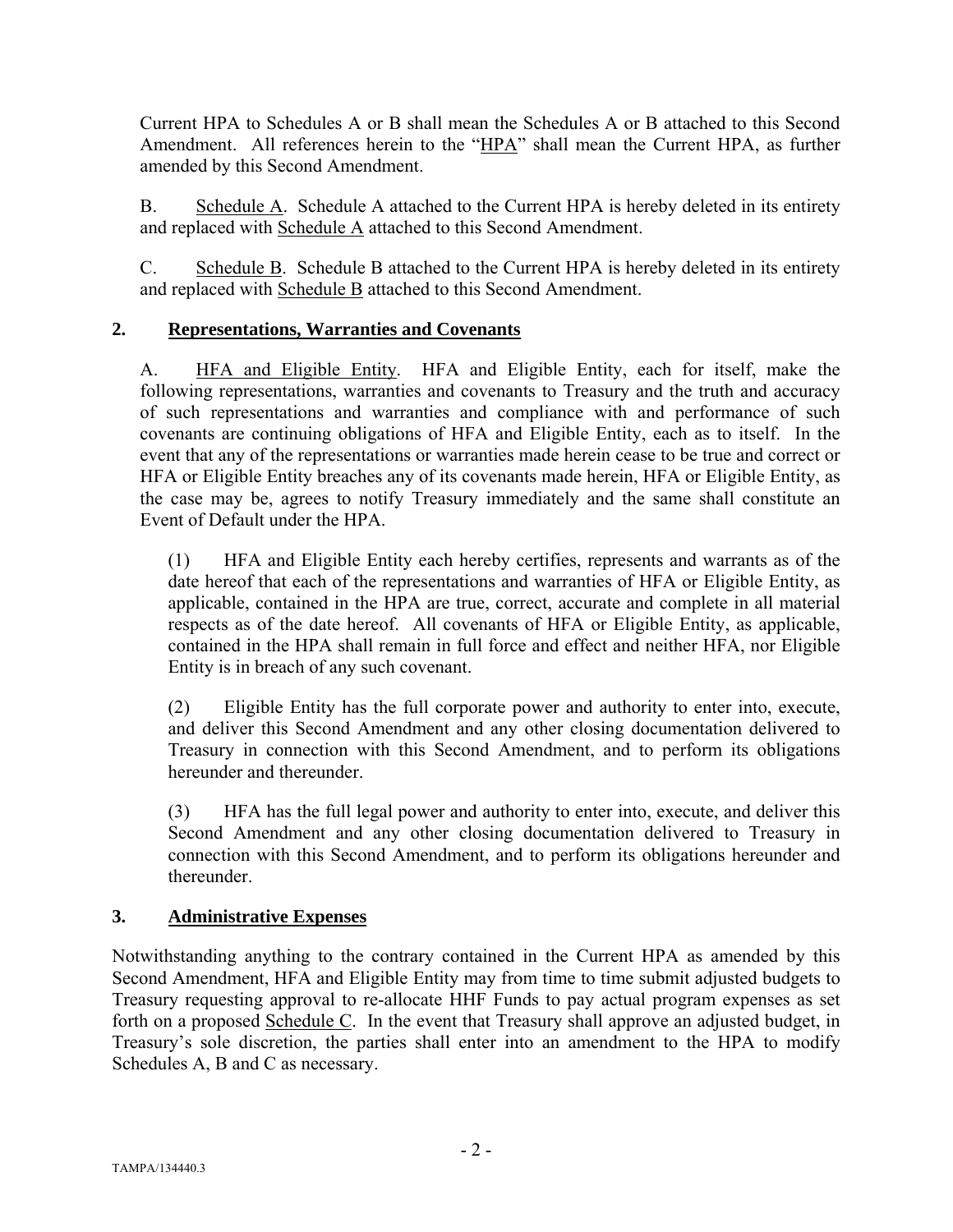Current HPA to Schedules A or B shall mean the Schedules A or B attached to this Second Amendment. All references herein to the "HPA" shall mean the Current HPA, as further amended by this Second Amendment.

B. Schedule A. Schedule A attached to the Current HPA is hereby deleted in its entirety and replaced with Schedule A attached to this Second Amendment.

C. Schedule B. Schedule B attached to the Current HPA is hereby deleted in its entirety and replaced with Schedule B attached to this Second Amendment.

## 2. Representations, Warranties and Covenants

A. HFA and Eligible Entity. HFA and Eligible Entity, each for itself, make the following representations, warranties and covenants to Treasury and the truth and accuracy of such representations and warranties and compliance with and performance of such covenants are continuing obligations of HFA and Eligible Entity, each as to itself. In the event that any of the representations or warranties made herein cease to be true and correct or HFA or Eligible Entity breaches any of its covenants made herein, HFA or Eligible Entity, as the case may be, agrees to notify Treasury immediately and the same shall constitute an Event of Default under the HPA.

(1) HFA and Eligible Entity each hereby certifies, represents and warrants as of the date hereof that each of the representations and warranties of HFA or Eligible Entity, as applicable, contained in the HPA are true, correct, accurate and complete in all material respects as of the date hereof. All covenants of HFA or Eligible Entity, as applicable, contained in the HPA shall remain in full force and effect and neither HFA, nor Eligible Entity is in breach of any such covenant.

(2) Eligible Entity has the full corporate power and authority to enter into, execute, and deliver this Second Amendment and any other closing documentation delivered to Treasury in connection with this Second Amendment, and to perform its obligations hereunder and thereunder.

(3) HFA has the full legal power and authority to enter into, execute, and deliver this Second Amendment and any other closing documentation delivered to Treasury in connection with this Second Amendment, and to perform its obligations hereunder and thereunder.

## 3. Administrative Expenses

Notwithstanding anything to the contrary contained in the Current HPA as amended by this Second Amendment, HFA and Eligible Entity may from time to time submit adjusted budgets to Treasury requesting approval to re-allocate HHF Funds to pay actual program expenses as set forth on a proposed Schedule C. In the event that Treasury shall approve an adjusted budget, in Treasury's sole discretion, the parties shall enter into an amendment to the HPA to modify Schedules A, B and C as necessary.

TAMPA/134440.3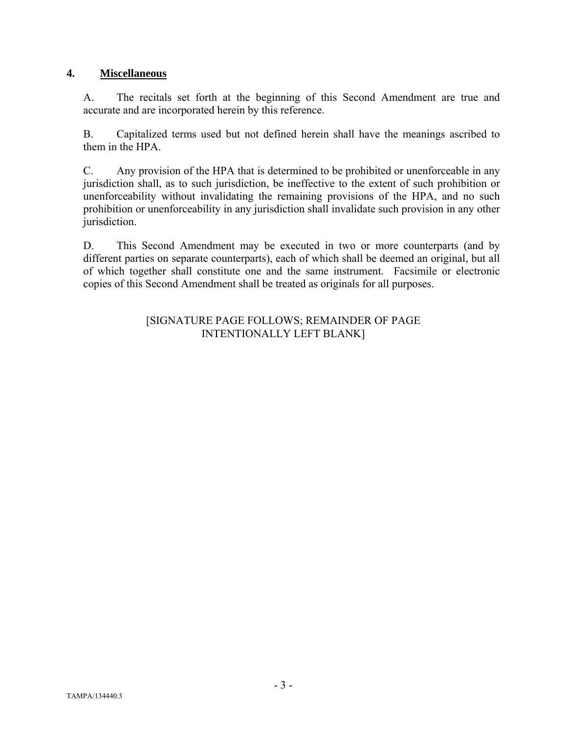## 4. **Miscellaneous**

A. The recitals set forth at the beginning of this Second Amendment are true and accurate and are incorporated herein by this reference.

B. Capitalized terms used but not defined herein shall have the meanings ascribed to them in the HPA.

C. Any provision of the HPA that is determined to be prohibited or unenforceable in any jurisdiction shall, as to such jurisdiction, be ineffective to the extent of such prohibition or unenforceability without invalidating the remaining provisions of the HPA, and no such prohibition or unenforceability in any jurisdiction shall invalidate such provision in any other jurisdiction.

D. This Second Amendment may be executed in two or more counterparts (and by different parties on separate counterparts), each of which shall be deemed an original, but all of which together shall constitute one and the same instrument. Facsimile or electronic copies of this Second Amendment shall be treated as originals for all purposes.

[SIGNATURE PAGE FOLLOWS; REMAINDER OF PAGE INTENTIONALLY LEFT BLANK]

TAMPA/134440.3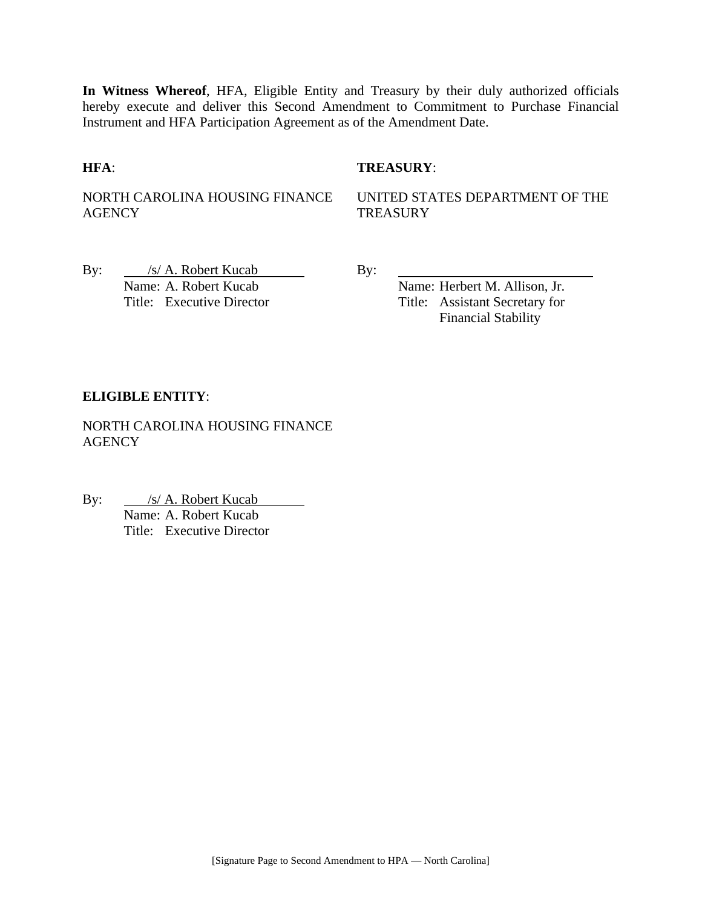**In Witness Whereof**, HFA, Eligible Entity and Treasury by their duly authorized officials hereby execute and deliver this Second Amendment to Commitment to Purchase Financial Instrument and HFA Participation Agreement as of the Amendment Date.

**HFA**:

NORTH CAROLINA HOUSING FINANCE AGENCY

By: /s/ A. Robert Kucab
Name: A. Robert Kucab
Title: Executive Director

**TREASURY**:

UNITED STATES DEPARTMENT OF THE TREASURY

By: ______________________________
Name: Herbert M. Allison, Jr.
Title: Assistant Secretary for Financial Stability

**ELIGIBLE ENTITY**:

NORTH CAROLINA HOUSING FINANCE AGENCY

By: /s/ A. Robert Kucab
Name: A. Robert Kucab
Title: Executive Director

[Signature Page to Second Amendment to HPA — North Carolina]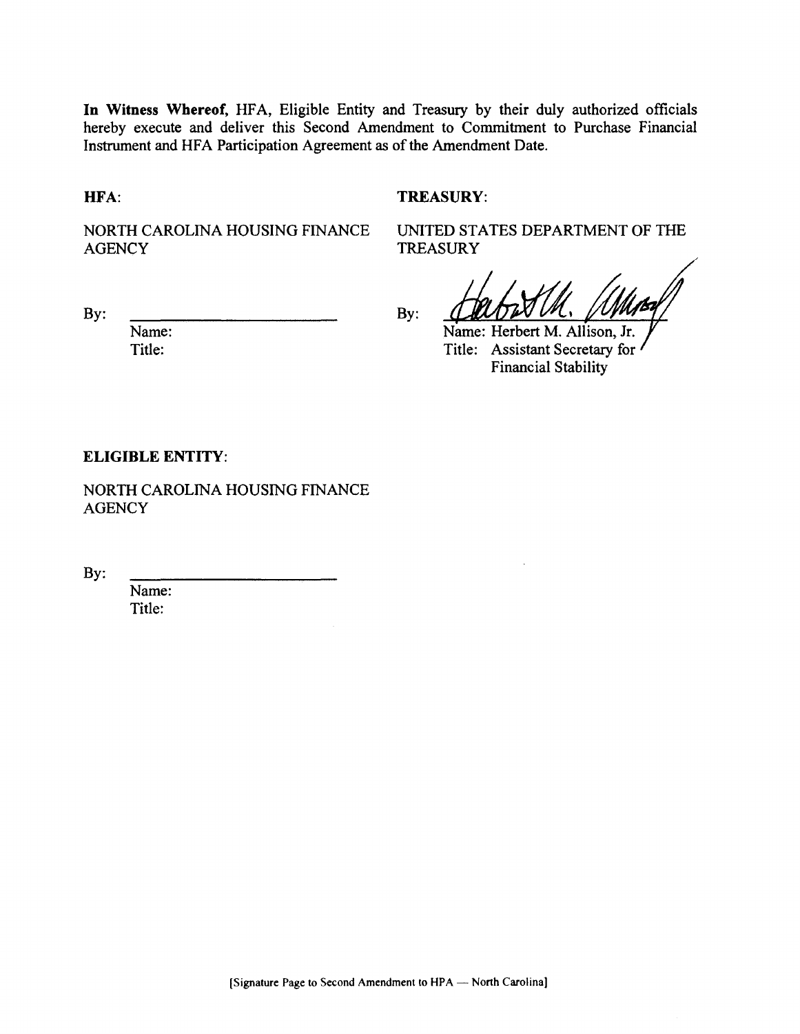**In Witness Whereof,** HFA, Eligible Entity and Treasury by their duly authorized officials hereby execute and deliver this Second Amendment to Commitment to Purchase Financial Instrument and HFA Participation Agreement as of the Amendment Date.

**HFA**:

NORTH CAROLINA HOUSING FINANCE AGENCY

By: ______________________

Name:

Title:

**TREASURY**:

UNITED STATES DEPARTMENT OF THE TREASURY

By: [signature]

Name: Herbert M. Allison, Jr.

Title: Assistant Secretary for Financial Stability

**ELIGIBLE ENTITY**:

NORTH CAROLINA HOUSING FINANCE AGENCY

By: ______________________

Name:

Title:

[Signature Page to Second Amendment to HPA — North Carolina]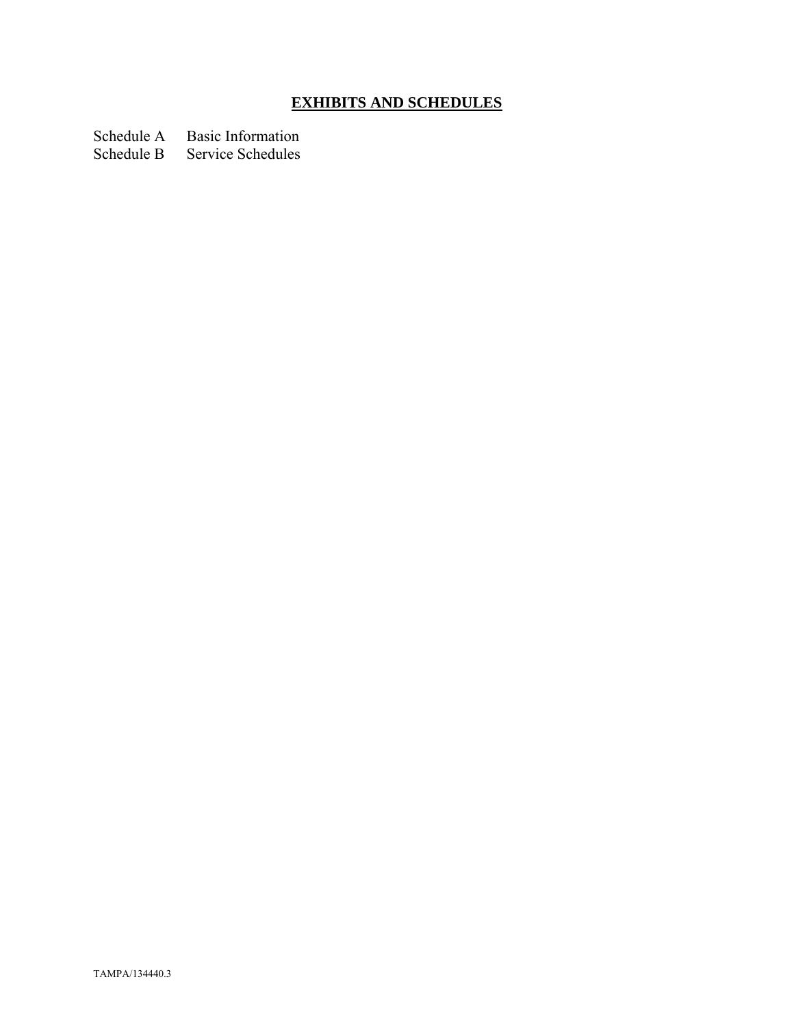## EXHIBITS AND SCHEDULES

| | |
|---|---|
| Schedule A | Basic Information |
| Schedule B | Service Schedules |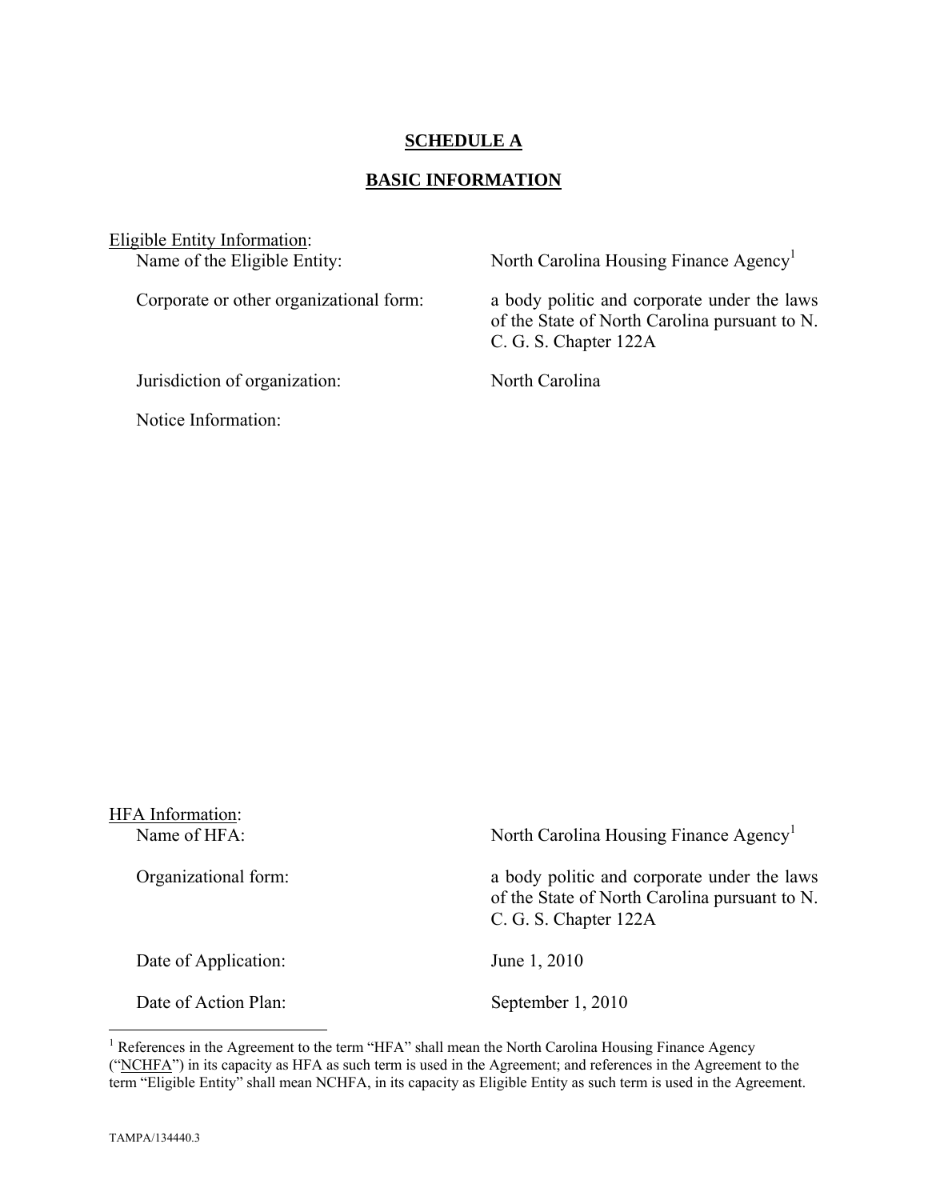# SCHEDULE A

## BASIC INFORMATION

Eligible Entity Information:

| | |
|---|---|
| Name of the Eligible Entity: | North Carolina Housing Finance Agency[1] |
| Corporate or other organizational form: | a body politic and corporate under the laws of the State of North Carolina pursuant to N. C. G. S. Chapter 122A |
| Jurisdiction of organization: | North Carolina |
| Notice Information: | |

HFA Information:

| | |
|---|---|
| Name of HFA: | North Carolina Housing Finance Agency[1] |
| Organizational form: | a body politic and corporate under the laws of the State of North Carolina pursuant to N. C. G. S. Chapter 122A |
| Date of Application: | June 1, 2010 |
| Date of Action Plan: | September 1, 2010 |

[1] References in the Agreement to the term "HFA" shall mean the North Carolina Housing Finance Agency ("NCHFA") in its capacity as HFA as such term is used in the Agreement; and references in the Agreement to the term "Eligible Entity" shall mean NCHFA, in its capacity as Eligible Entity as such term is used in the Agreement.

TAMPA/134440.3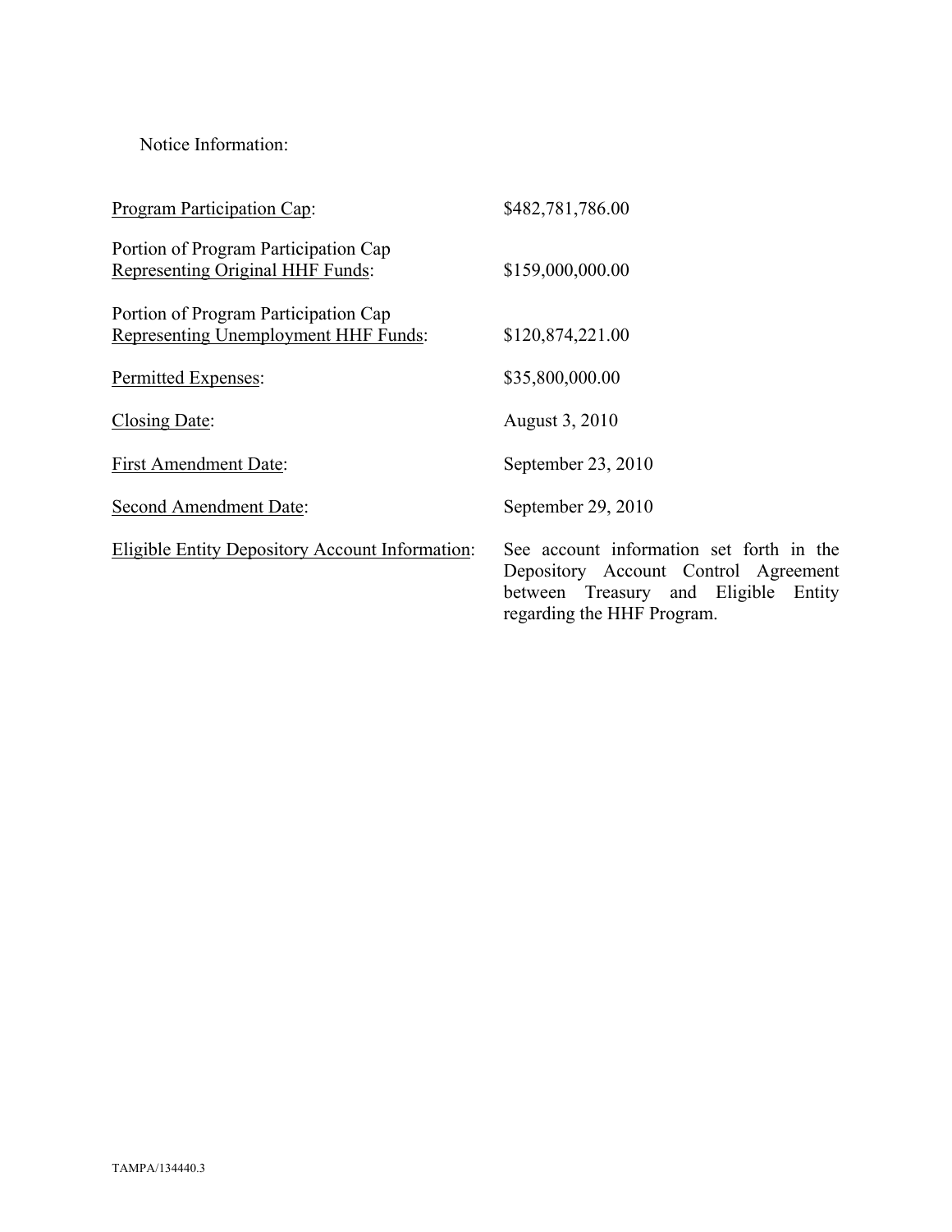Notice Information:

| | |
|---|---|
| Program Participation Cap: | $482,781,786.00 |
| Portion of Program Participation Cap Representing Original HHF Funds: | $159,000,000.00 |
| Portion of Program Participation Cap Representing Unemployment HHF Funds: | $120,874,221.00 |
| Permitted Expenses: | $35,800,000.00 |
| Closing Date: | August 3, 2010 |
| First Amendment Date: | September 23, 2010 |
| Second Amendment Date: | September 29, 2010 |
| Eligible Entity Depository Account Information: | See account information set forth in the Depository Account Control Agreement between Treasury and Eligible Entity regarding the HHF Program. |

TAMPA/134440.3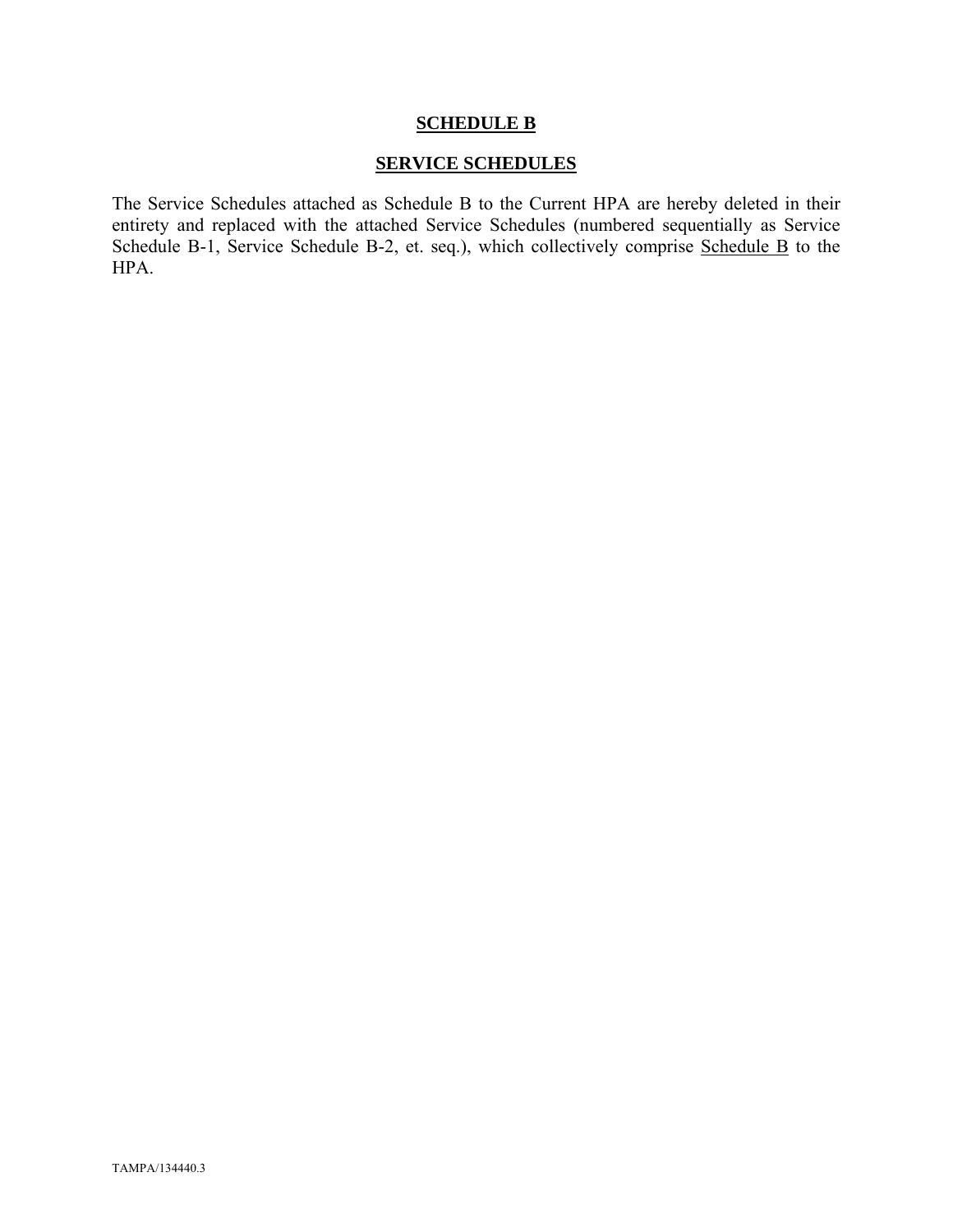# SCHEDULE B

## SERVICE SCHEDULES

The Service Schedules attached as Schedule B to the Current HPA are hereby deleted in their entirety and replaced with the attached Service Schedules (numbered sequentially as Service Schedule B-1, Service Schedule B-2, et. seq.), which collectively comprise Schedule B to the HPA.

TAMPA/134440.3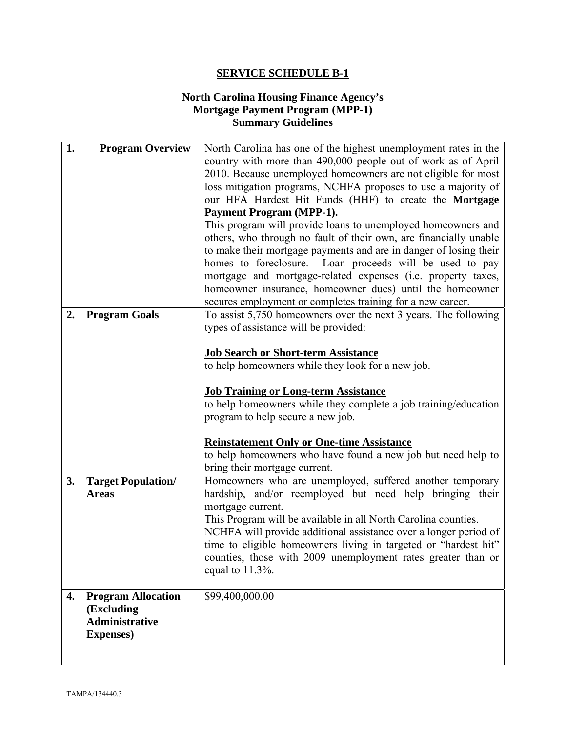## SERVICE SCHEDULE B-1

### North Carolina Housing Finance Agency's Mortgage Payment Program (MPP-1) Summary Guidelines

| | |
|---|---|
| **1. Program Overview** | North Carolina has one of the highest unemployment rates in the country with more than 490,000 people out of work as of April 2010. Because unemployed homeowners are not eligible for most loss mitigation programs, NCHFA proposes to use a majority of our HFA Hardest Hit Funds (HHF) to create the **Mortgage Payment Program (MPP-1).**<br>This program will provide loans to unemployed homeowners and others, who through no fault of their own, are financially unable to make their mortgage payments and are in danger of losing their homes to foreclosure. Loan proceeds will be used to pay mortgage and mortgage-related expenses (i.e. property taxes, homeowner insurance, homeowner dues) until the homeowner secures employment or completes training for a new career. |
| **2. Program Goals** | To assist 5,750 homeowners over the next 3 years. The following types of assistance will be provided:<br><br>**Job Search or Short-term Assistance**<br>to help homeowners while they look for a new job.<br><br>**Job Training or Long-term Assistance**<br>to help homeowners while they complete a job training/education program to help secure a new job.<br><br>**Reinstatement Only or One-time Assistance**<br>to help homeowners who have found a new job but need help to bring their mortgage current. |
| **3. Target Population/ Areas** | Homeowners who are unemployed, suffered another temporary hardship, and/or reemployed but need help bringing their mortgage current.<br>This Program will be available in all North Carolina counties.<br>NCHFA will provide additional assistance over a longer period of time to eligible homeowners living in targeted or "hardest hit" counties, those with 2009 unemployment rates greater than or equal to 11.3%. |
| **4. Program Allocation (Excluding Administrative Expenses)** | $99,400,000.00 |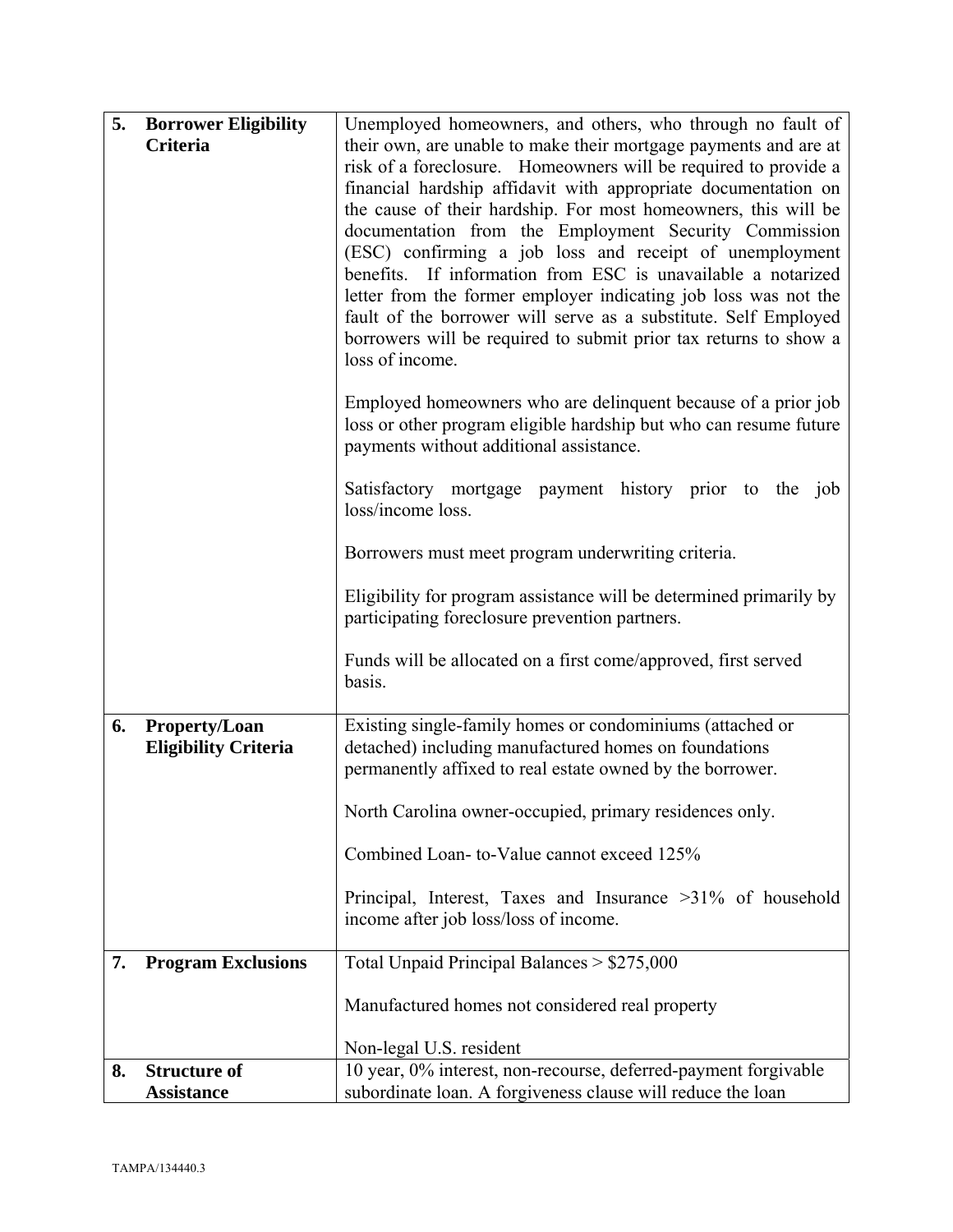| | | |
|---|---|---|
| **5.** | **Borrower Eligibility Criteria** | Unemployed homeowners, and others, who through no fault of their own, are unable to make their mortgage payments and are at risk of a foreclosure. Homeowners will be required to provide a financial hardship affidavit with appropriate documentation on the cause of their hardship. For most homeowners, this will be documentation from the Employment Security Commission (ESC) confirming a job loss and receipt of unemployment benefits. If information from ESC is unavailable a notarized letter from the former employer indicating job loss was not the fault of the borrower will serve as a substitute. Self Employed borrowers will be required to submit prior tax returns to show a loss of income.<br><br>Employed homeowners who are delinquent because of a prior job loss or other program eligible hardship but who can resume future payments without additional assistance.<br><br>Satisfactory mortgage payment history prior to the job loss/income loss.<br><br>Borrowers must meet program underwriting criteria.<br><br>Eligibility for program assistance will be determined primarily by participating foreclosure prevention partners.<br><br>Funds will be allocated on a first come/approved, first served basis. |
| **6.** | **Property/Loan Eligibility Criteria** | Existing single-family homes or condominiums (attached or detached) including manufactured homes on foundations permanently affixed to real estate owned by the borrower.<br><br>North Carolina owner-occupied, primary residences only.<br><br>Combined Loan- to-Value cannot exceed 125%<br><br>Principal, Interest, Taxes and Insurance >31% of household income after job loss/loss of income. |
| **7.** | **Program Exclusions** | Total Unpaid Principal Balances > $275,000<br><br>Manufactured homes not considered real property<br><br>Non-legal U.S. resident |
| **8.** | **Structure of Assistance** | 10 year, 0% interest, non-recourse, deferred-payment forgivable subordinate loan. A forgiveness clause will reduce the loan |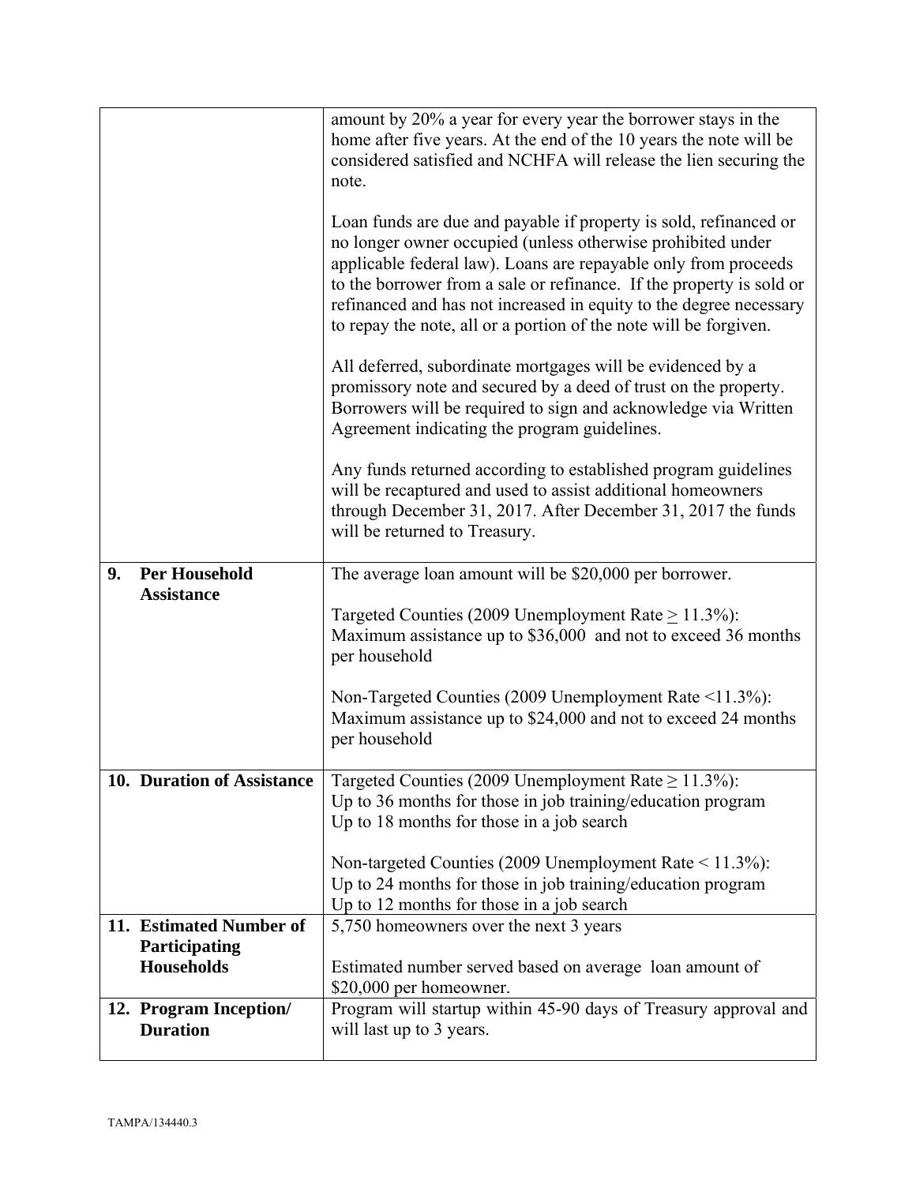| | |
|---|---|
| | amount by 20% a year for every year the borrower stays in the home after five years. At the end of the 10 years the note will be considered satisfied and NCHFA will release the lien securing the note.<br><br>Loan funds are due and payable if property is sold, refinanced or no longer owner occupied (unless otherwise prohibited under applicable federal law). Loans are repayable only from proceeds to the borrower from a sale or refinance. If the property is sold or refinanced and has not increased in equity to the degree necessary to repay the note, all or a portion of the note will be forgiven.<br><br>All deferred, subordinate mortgages will be evidenced by a promissory note and secured by a deed of trust on the property. Borrowers will be required to sign and acknowledge via Written Agreement indicating the program guidelines.<br><br>Any funds returned according to established program guidelines will be recaptured and used to assist additional homeowners through December 31, 2017. After December 31, 2017 the funds will be returned to Treasury. |
| **9. Per Household Assistance** | The average loan amount will be $20,000 per borrower.<br><br>Targeted Counties (2009 Unemployment Rate ≥ 11.3%): Maximum assistance up to $36,000 and not to exceed 36 months per household<br><br>Non-Targeted Counties (2009 Unemployment Rate <11.3%): Maximum assistance up to $24,000 and not to exceed 24 months per household |
| **10. Duration of Assistance** | Targeted Counties (2009 Unemployment Rate ≥ 11.3%):<br>Up to 36 months for those in job training/education program<br>Up to 18 months for those in a job search<br><br>Non-targeted Counties (2009 Unemployment Rate < 11.3%):<br>Up to 24 months for those in job training/education program<br>Up to 12 months for those in a job search |
| **11. Estimated Number of Participating Households** | 5,750 homeowners over the next 3 years<br><br>Estimated number served based on average loan amount of $20,000 per homeowner. |
| **12. Program Inception/ Duration** | Program will startup within 45-90 days of Treasury approval and will last up to 3 years. |

TAMPA/134440.3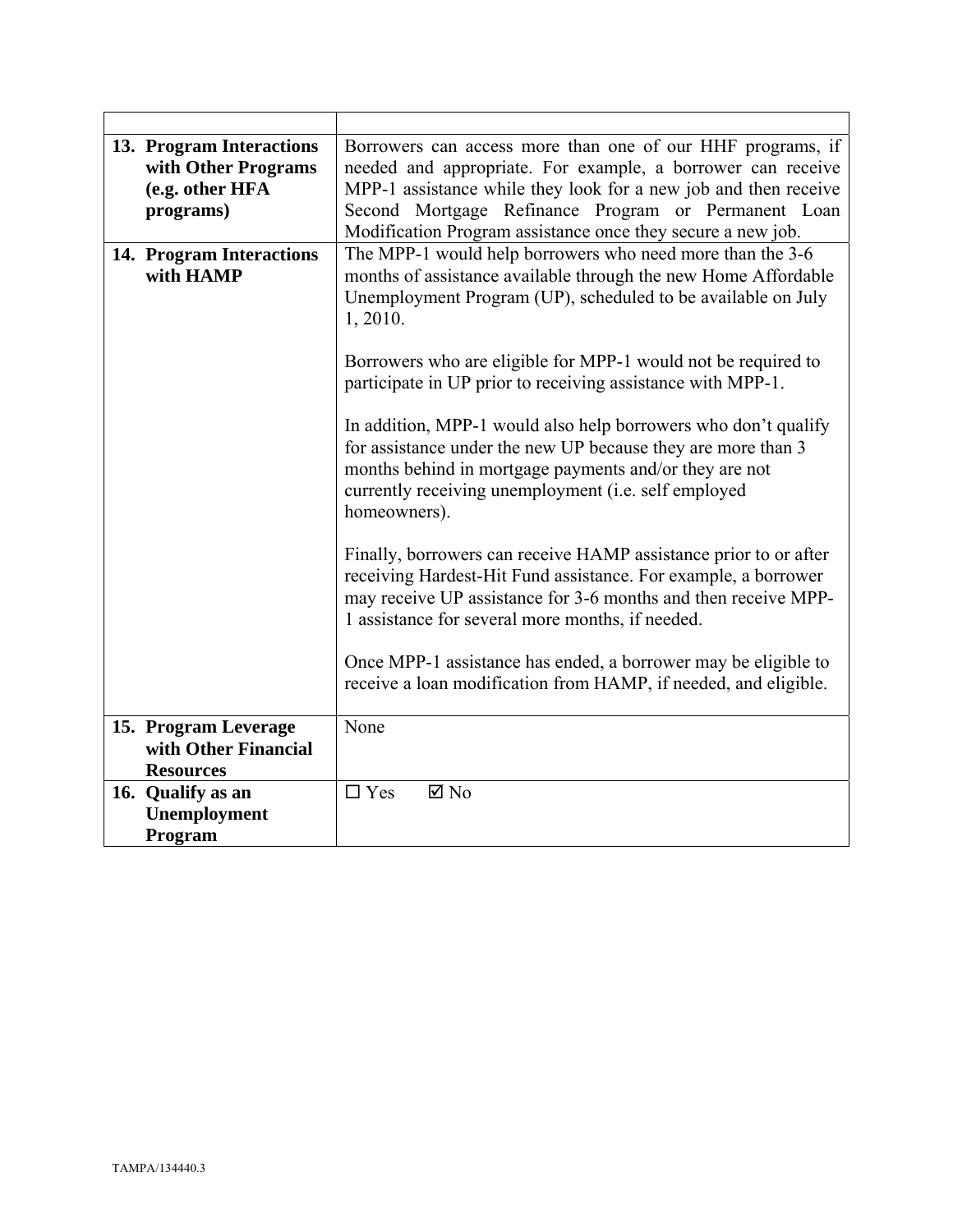| | |
|---|---|
| **13. Program Interactions with Other Programs (e.g. other HFA programs)** | Borrowers can access more than one of our HHF programs, if needed and appropriate. For example, a borrower can receive MPP-1 assistance while they look for a new job and then receive Second Mortgage Refinance Program or Permanent Loan Modification Program assistance once they secure a new job. |
| **14. Program Interactions with HAMP** | The MPP-1 would help borrowers who need more than the 3-6 months of assistance available through the new Home Affordable Unemployment Program (UP), scheduled to be available on July 1, 2010.<br><br>Borrowers who are eligible for MPP-1 would not be required to participate in UP prior to receiving assistance with MPP-1.<br><br>In addition, MPP-1 would also help borrowers who don't qualify for assistance under the new UP because they are more than 3 months behind in mortgage payments and/or they are not currently receiving unemployment (i.e. self employed homeowners).<br><br>Finally, borrowers can receive HAMP assistance prior to or after receiving Hardest-Hit Fund assistance. For example, a borrower may receive UP assistance for 3-6 months and then receive MPP-1 assistance for several more months, if needed.<br><br>Once MPP-1 assistance has ended, a borrower may be eligible to receive a loan modification from HAMP, if needed, and eligible. |
| **15. Program Leverage with Other Financial Resources** | None |
| **16. Qualify as an Unemployment Program** | ☐ Yes ☑ No |

TAMPA/134440.3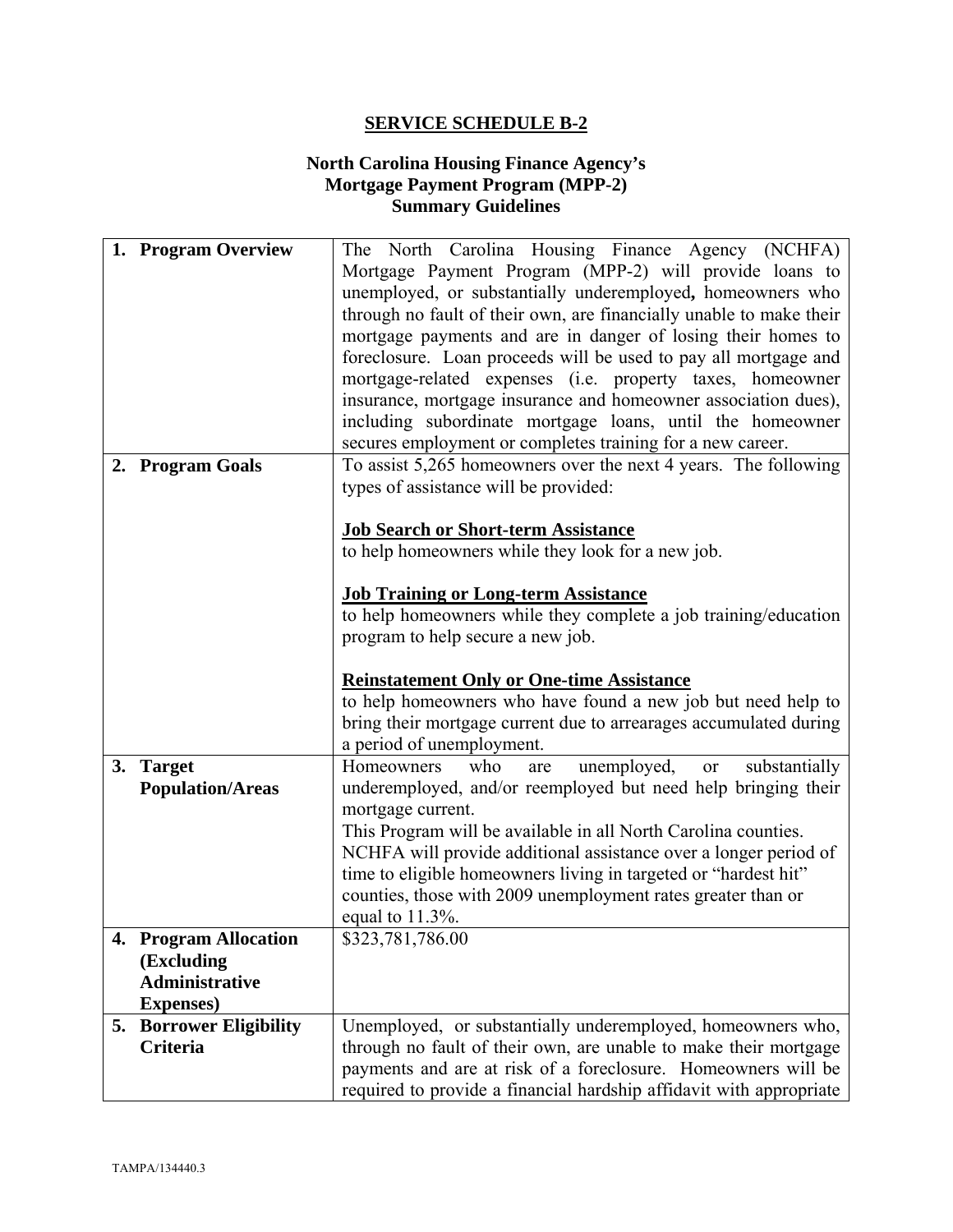# SERVICE SCHEDULE B-2

## North Carolina Housing Finance Agency's Mortgage Payment Program (MPP-2) Summary Guidelines

| | |
|---|---|
| **1. Program Overview** | The North Carolina Housing Finance Agency (NCHFA) Mortgage Payment Program (MPP-2) will provide loans to unemployed, or substantially underemployed**,** homeowners who through no fault of their own, are financially unable to make their mortgage payments and are in danger of losing their homes to foreclosure. Loan proceeds will be used to pay all mortgage and mortgage-related expenses (i.e. property taxes, homeowner insurance, mortgage insurance and homeowner association dues), including subordinate mortgage loans, until the homeowner secures employment or completes training for a new career. |
| **2. Program Goals** | To assist 5,265 homeowners over the next 4 years. The following types of assistance will be provided:<br><br>**Job Search or Short-term Assistance**<br>to help homeowners while they look for a new job.<br><br>**Job Training or Long-term Assistance**<br>to help homeowners while they complete a job training/education program to help secure a new job.<br><br>**Reinstatement Only or One-time Assistance**<br>to help homeowners who have found a new job but need help to bring their mortgage current due to arrearages accumulated during a period of unemployment. |
| **3. Target Population/Areas** | Homeowners who are unemployed, or substantially underemployed, and/or reemployed but need help bringing their mortgage current.<br>This Program will be available in all North Carolina counties. NCHFA will provide additional assistance over a longer period of time to eligible homeowners living in targeted or "hardest hit" counties, those with 2009 unemployment rates greater than or equal to 11.3%. |
| **4. Program Allocation (Excluding Administrative Expenses)** | $323,781,786.00 |
| **5. Borrower Eligibility Criteria** | Unemployed, or substantially underemployed, homeowners who, through no fault of their own, are unable to make their mortgage payments and are at risk of a foreclosure. Homeowners will be required to provide a financial hardship affidavit with appropriate |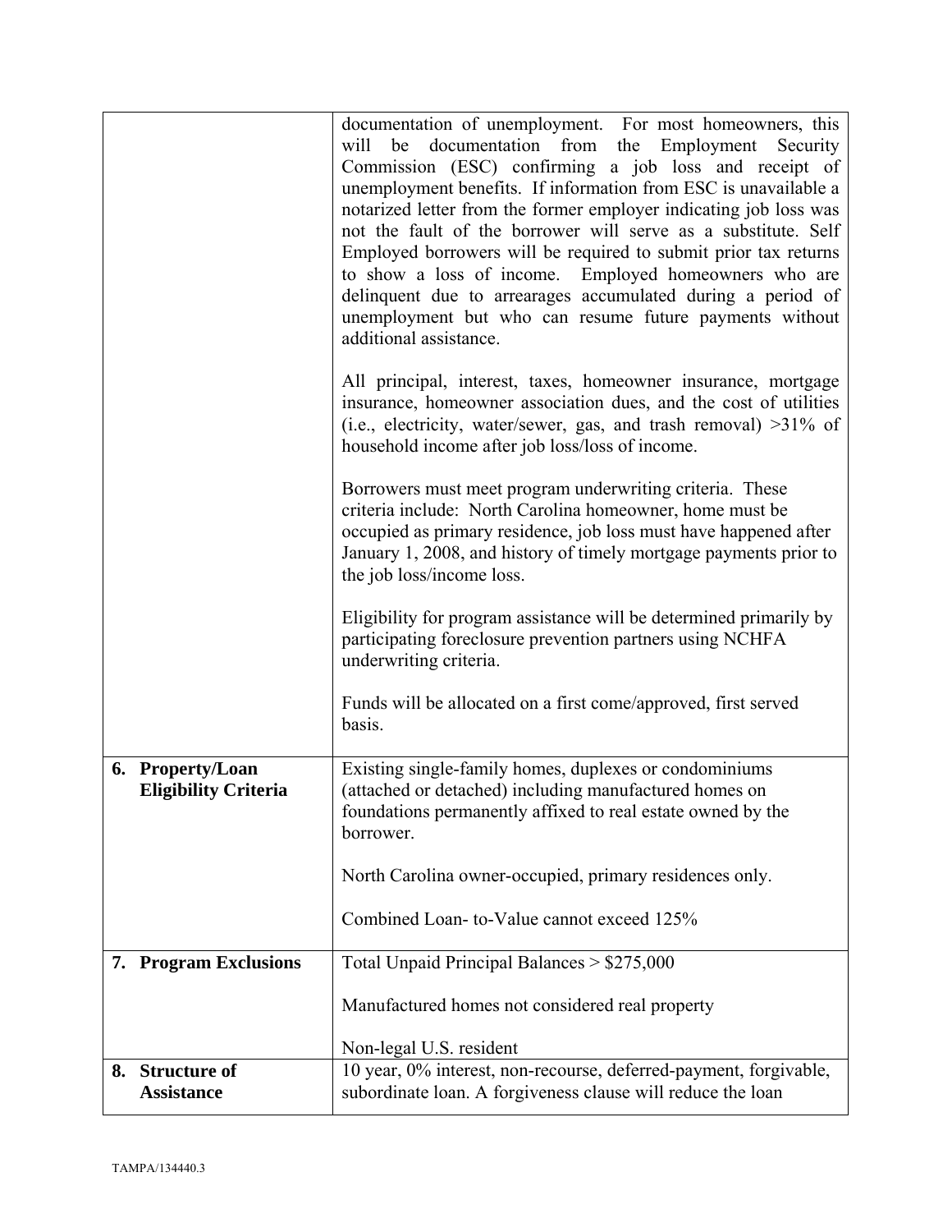| | |
|---|---|
| | documentation of unemployment. For most homeowners, this will be documentation from the Employment Security Commission (ESC) confirming a job loss and receipt of unemployment benefits. If information from ESC is unavailable a notarized letter from the former employer indicating job loss was not the fault of the borrower will serve as a substitute. Self Employed borrowers will be required to submit prior tax returns to show a loss of income. Employed homeowners who are delinquent due to arrearages accumulated during a period of unemployment but who can resume future payments without additional assistance.<br><br>All principal, interest, taxes, homeowner insurance, mortgage insurance, homeowner association dues, and the cost of utilities (i.e., electricity, water/sewer, gas, and trash removal) >31% of household income after job loss/loss of income.<br><br>Borrowers must meet program underwriting criteria. These criteria include: North Carolina homeowner, home must be occupied as primary residence, job loss must have happened after January 1, 2008, and history of timely mortgage payments prior to the job loss/income loss.<br><br>Eligibility for program assistance will be determined primarily by participating foreclosure prevention partners using NCHFA underwriting criteria.<br><br>Funds will be allocated on a first come/approved, first served basis. |
| **6. Property/Loan Eligibility Criteria** | Existing single-family homes, duplexes or condominiums (attached or detached) including manufactured homes on foundations permanently affixed to real estate owned by the borrower.<br><br>North Carolina owner-occupied, primary residences only.<br><br>Combined Loan- to-Value cannot exceed 125% |
| **7. Program Exclusions** | Total Unpaid Principal Balances > $275,000<br><br>Manufactured homes not considered real property<br><br>Non-legal U.S. resident |
| **8. Structure of Assistance** | 10 year, 0% interest, non-recourse, deferred-payment, forgivable, subordinate loan. A forgiveness clause will reduce the loan |

TAMPA/134440.3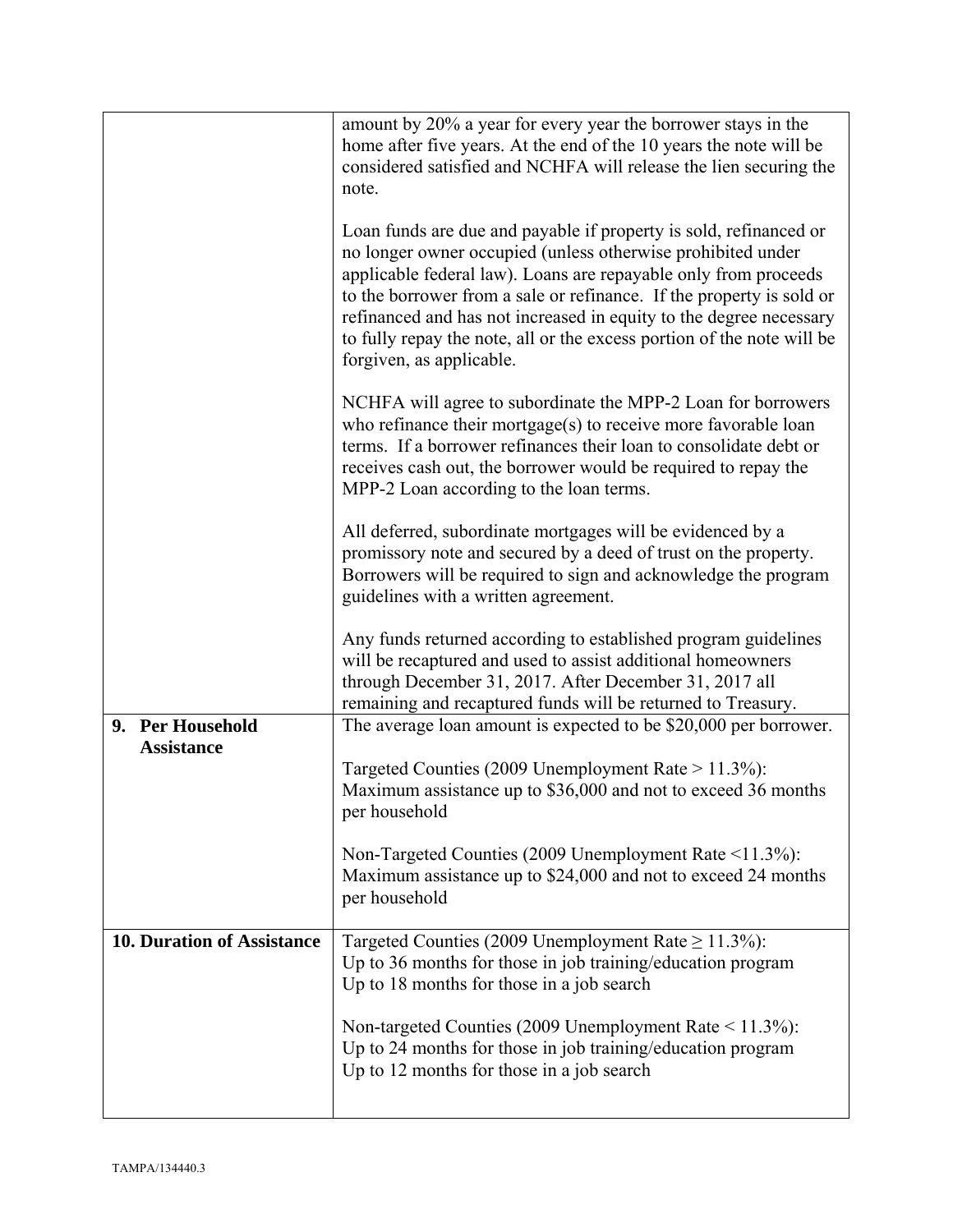| | |
|---|---|
| | amount by 20% a year for every year the borrower stays in the home after five years. At the end of the 10 years the note will be considered satisfied and NCHFA will release the lien securing the note.<br><br>Loan funds are due and payable if property is sold, refinanced or no longer owner occupied (unless otherwise prohibited under applicable federal law). Loans are repayable only from proceeds to the borrower from a sale or refinance. If the property is sold or refinanced and has not increased in equity to the degree necessary to fully repay the note, all or the excess portion of the note will be forgiven, as applicable.<br><br>NCHFA will agree to subordinate the MPP-2 Loan for borrowers who refinance their mortgage(s) to receive more favorable loan terms. If a borrower refinances their loan to consolidate debt or receives cash out, the borrower would be required to repay the MPP-2 Loan according to the loan terms.<br><br>All deferred, subordinate mortgages will be evidenced by a promissory note and secured by a deed of trust on the property. Borrowers will be required to sign and acknowledge the program guidelines with a written agreement.<br><br>Any funds returned according to established program guidelines will be recaptured and used to assist additional homeowners through December 31, 2017. After December 31, 2017 all remaining and recaptured funds will be returned to Treasury. |
| **9. Per Household Assistance** | The average loan amount is expected to be \$20,000 per borrower.<br><br>Targeted Counties (2009 Unemployment Rate > 11.3%): Maximum assistance up to \$36,000 and not to exceed 36 months per household<br><br>Non-Targeted Counties (2009 Unemployment Rate <11.3%): Maximum assistance up to \$24,000 and not to exceed 24 months per household |
| **10. Duration of Assistance** | Targeted Counties (2009 Unemployment Rate ≥ 11.3%):<br>Up to 36 months for those in job training/education program<br>Up to 18 months for those in a job search<br><br>Non-targeted Counties (2009 Unemployment Rate < 11.3%):<br>Up to 24 months for those in job training/education program<br>Up to 12 months for those in a job search |

TAMPA/134440.3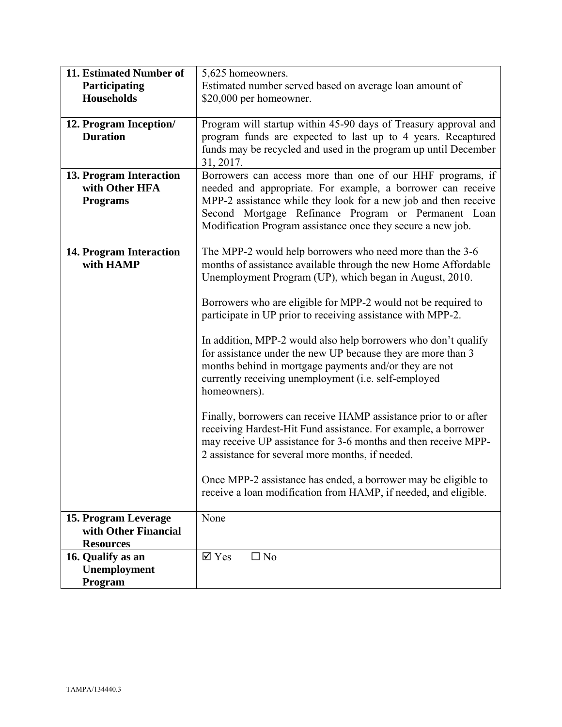| | |
|---|---|
| **11. Estimated Number of Participating Households** | 5,625 homeowners.<br>Estimated number served based on average loan amount of $20,000 per homeowner. |
| **12. Program Inception/ Duration** | Program will startup within 45-90 days of Treasury approval and program funds are expected to last up to 4 years. Recaptured funds may be recycled and used in the program up until December 31, 2017. |
| **13. Program Interaction with Other HFA Programs** | Borrowers can access more than one of our HHF programs, if needed and appropriate. For example, a borrower can receive MPP-2 assistance while they look for a new job and then receive Second Mortgage Refinance Program or Permanent Loan Modification Program assistance once they secure a new job. |
| **14. Program Interaction with HAMP** | The MPP-2 would help borrowers who need more than the 3-6 months of assistance available through the new Home Affordable Unemployment Program (UP), which began in August, 2010.<br><br>Borrowers who are eligible for MPP-2 would not be required to participate in UP prior to receiving assistance with MPP-2.<br><br>In addition, MPP-2 would also help borrowers who don't qualify for assistance under the new UP because they are more than 3 months behind in mortgage payments and/or they are not currently receiving unemployment (i.e. self-employed homeowners).<br><br>Finally, borrowers can receive HAMP assistance prior to or after receiving Hardest-Hit Fund assistance. For example, a borrower may receive UP assistance for 3-6 months and then receive MPP-2 assistance for several more months, if needed.<br><br>Once MPP-2 assistance has ended, a borrower may be eligible to receive a loan modification from HAMP, if needed, and eligible. |
| **15. Program Leverage with Other Financial Resources** | None |
| **16. Qualify as an Unemployment Program** | ☑ Yes ☐ No |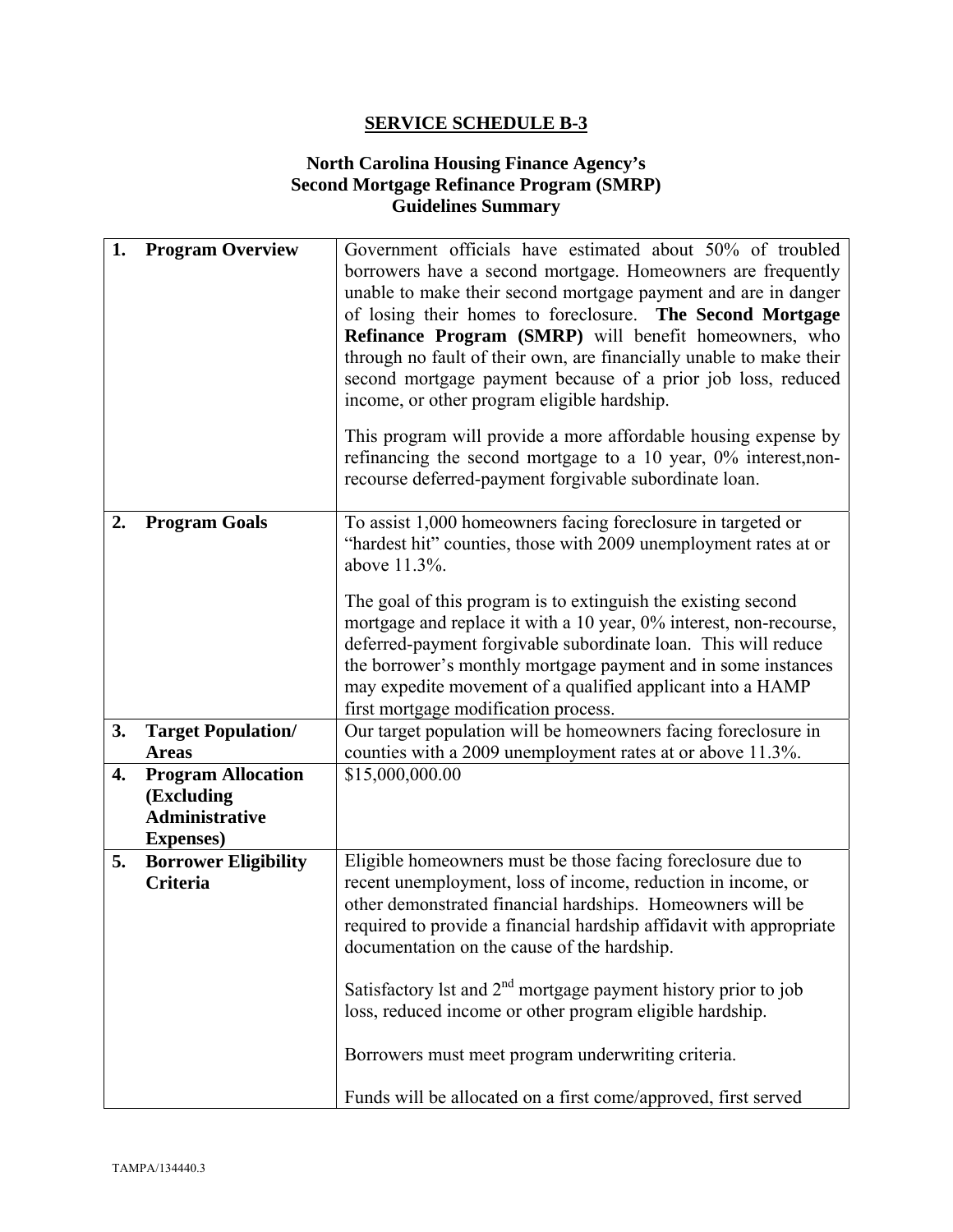# SERVICE SCHEDULE B-3

## North Carolina Housing Finance Agency's Second Mortgage Refinance Program (SMRP) Guidelines Summary

| | |
|---|---|
| **1. Program Overview** | Government officials have estimated about 50% of troubled borrowers have a second mortgage. Homeowners are frequently unable to make their second mortgage payment and are in danger of losing their homes to foreclosure. **The Second Mortgage Refinance Program (SMRP)** will benefit homeowners, who through no fault of their own, are financially unable to make their second mortgage payment because of a prior job loss, reduced income, or other program eligible hardship.<br><br>This program will provide a more affordable housing expense by refinancing the second mortgage to a 10 year, 0% interest,non-recourse deferred-payment forgivable subordinate loan. |
| **2. Program Goals** | To assist 1,000 homeowners facing foreclosure in targeted or "hardest hit" counties, those with 2009 unemployment rates at or above 11.3%.<br><br>The goal of this program is to extinguish the existing second mortgage and replace it with a 10 year, 0% interest, non-recourse, deferred-payment forgivable subordinate loan. This will reduce the borrower's monthly mortgage payment and in some instances may expedite movement of a qualified applicant into a HAMP first mortgage modification process. |
| **3. Target Population/ Areas** | Our target population will be homeowners facing foreclosure in counties with a 2009 unemployment rates at or above 11.3%. |
| **4. Program Allocation (Excluding Administrative Expenses)** | \$15,000,000.00 |
| **5. Borrower Eligibility Criteria** | Eligible homeowners must be those facing foreclosure due to recent unemployment, loss of income, reduction in income, or other demonstrated financial hardships. Homeowners will be required to provide a financial hardship affidavit with appropriate documentation on the cause of the hardship.<br><br>Satisfactory lst and 2nd mortgage payment history prior to job loss, reduced income or other program eligible hardship.<br><br>Borrowers must meet program underwriting criteria.<br><br>Funds will be allocated on a first come/approved, first served |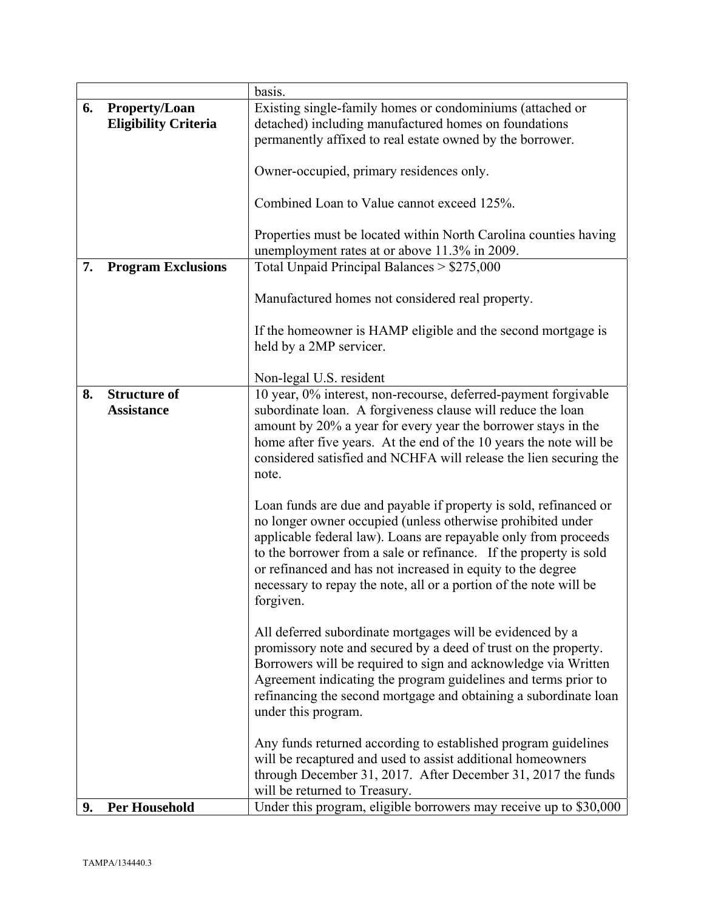| | |
|---|---|
| | basis. |
| **6. Property/Loan Eligibility Criteria** | Existing single-family homes or condominiums (attached or detached) including manufactured homes on foundations permanently affixed to real estate owned by the borrower.<br><br>Owner-occupied, primary residences only.<br><br>Combined Loan to Value cannot exceed 125%.<br><br>Properties must be located within North Carolina counties having unemployment rates at or above 11.3% in 2009. |
| **7. Program Exclusions** | Total Unpaid Principal Balances > $275,000<br><br>Manufactured homes not considered real property.<br><br>If the homeowner is HAMP eligible and the second mortgage is held by a 2MP servicer.<br><br>Non-legal U.S. resident |
| **8. Structure of Assistance** | 10 year, 0% interest, non-recourse, deferred-payment forgivable subordinate loan. A forgiveness clause will reduce the loan amount by 20% a year for every year the borrower stays in the home after five years. At the end of the 10 years the note will be considered satisfied and NCHFA will release the lien securing the note.<br><br>Loan funds are due and payable if property is sold, refinanced or no longer owner occupied (unless otherwise prohibited under applicable federal law). Loans are repayable only from proceeds to the borrower from a sale or refinance. If the property is sold or refinanced and has not increased in equity to the degree necessary to repay the note, all or a portion of the note will be forgiven.<br><br>All deferred subordinate mortgages will be evidenced by a promissory note and secured by a deed of trust on the property. Borrowers will be required to sign and acknowledge via Written Agreement indicating the program guidelines and terms prior to refinancing the second mortgage and obtaining a subordinate loan under this program.<br><br>Any funds returned according to established program guidelines will be recaptured and used to assist additional homeowners through December 31, 2017. After December 31, 2017 the funds will be returned to Treasury. |
| **9. Per Household** | Under this program, eligible borrowers may receive up to $30,000 |

TAMPA/134440.3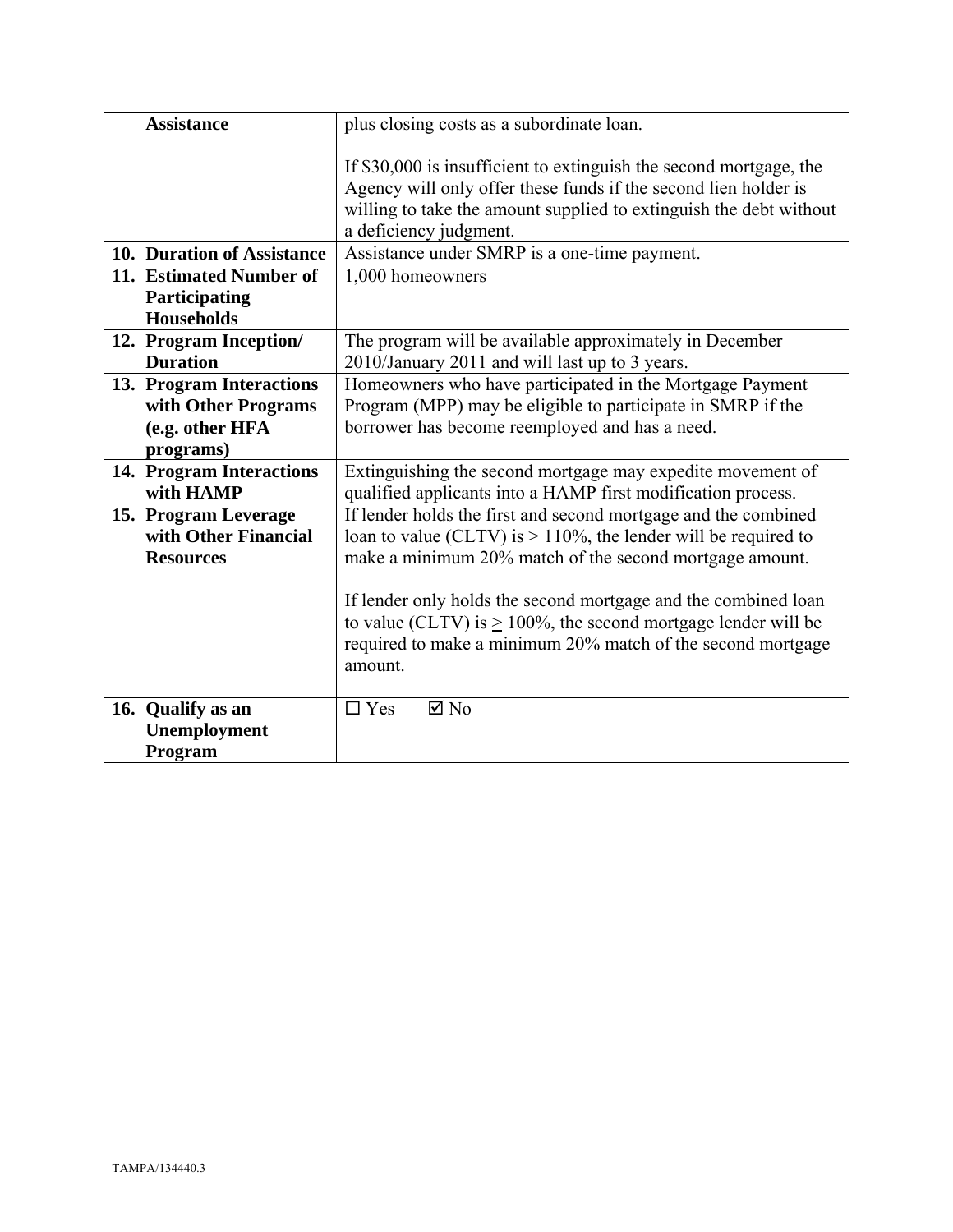| | |
|---|---|
| **Assistance** | plus closing costs as a subordinate loan.<br><br>If $30,000 is insufficient to extinguish the second mortgage, the Agency will only offer these funds if the second lien holder is willing to take the amount supplied to extinguish the debt without a deficiency judgment. |
| **10. Duration of Assistance** | Assistance under SMRP is a one-time payment. |
| **11. Estimated Number of Participating Households** | 1,000 homeowners |
| **12. Program Inception/ Duration** | The program will be available approximately in December 2010/January 2011 and will last up to 3 years. |
| **13. Program Interactions with Other Programs (e.g. other HFA programs)** | Homeowners who have participated in the Mortgage Payment Program (MPP) may be eligible to participate in SMRP if the borrower has become reemployed and has a need. |
| **14. Program Interactions with HAMP** | Extinguishing the second mortgage may expedite movement of qualified applicants into a HAMP first modification process. |
| **15. Program Leverage with Other Financial Resources** | If lender holds the first and second mortgage and the combined loan to value (CLTV) is $\geq$ 110%, the lender will be required to make a minimum 20% match of the second mortgage amount.<br><br>If lender only holds the second mortgage and the combined loan to value (CLTV) is $\geq$ 100%, the second mortgage lender will be required to make a minimum 20% match of the second mortgage amount. |
| **16. Qualify as an Unemployment Program** | ☐ Yes ☑ No |

TAMPA/134440.3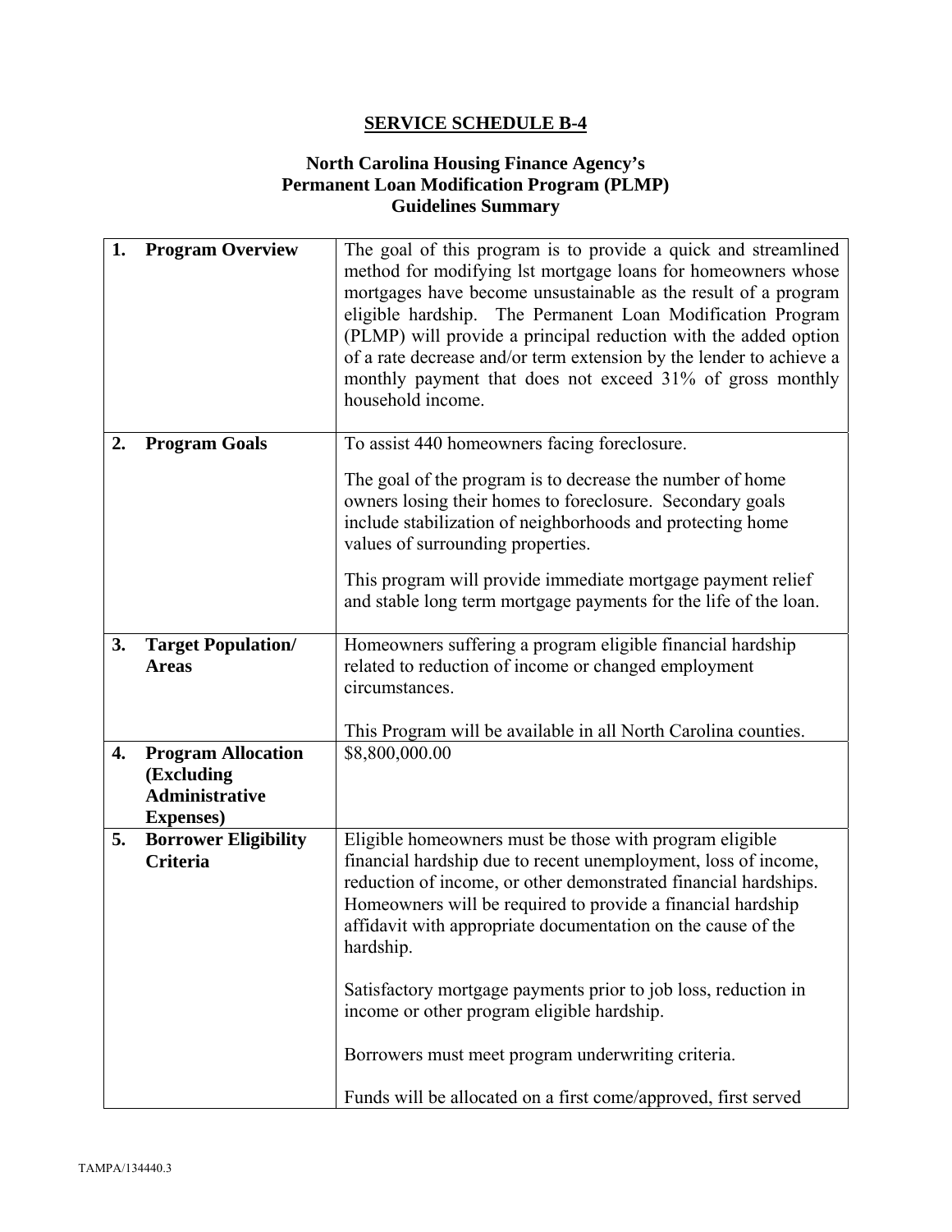## SERVICE SCHEDULE B-4

### North Carolina Housing Finance Agency's Permanent Loan Modification Program (PLMP) Guidelines Summary

| | |
|---|---|
| **1. Program Overview** | The goal of this program is to provide a quick and streamlined method for modifying lst mortgage loans for homeowners whose mortgages have become unsustainable as the result of a program eligible hardship. The Permanent Loan Modification Program (PLMP) will provide a principal reduction with the added option of a rate decrease and/or term extension by the lender to achieve a monthly payment that does not exceed 31% of gross monthly household income. |
| **2. Program Goals** | To assist 440 homeowners facing foreclosure.<br><br>The goal of the program is to decrease the number of home owners losing their homes to foreclosure. Secondary goals include stabilization of neighborhoods and protecting home values of surrounding properties.<br><br>This program will provide immediate mortgage payment relief and stable long term mortgage payments for the life of the loan. |
| **3. Target Population/ Areas** | Homeowners suffering a program eligible financial hardship related to reduction of income or changed employment circumstances.<br><br>This Program will be available in all North Carolina counties. |
| **4. Program Allocation (Excluding Administrative Expenses)** | $8,800,000.00 |
| **5. Borrower Eligibility Criteria** | Eligible homeowners must be those with program eligible financial hardship due to recent unemployment, loss of income, reduction of income, or other demonstrated financial hardships. Homeowners will be required to provide a financial hardship affidavit with appropriate documentation on the cause of the hardship.<br><br>Satisfactory mortgage payments prior to job loss, reduction in income or other program eligible hardship.<br><br>Borrowers must meet program underwriting criteria.<br><br>Funds will be allocated on a first come/approved, first served |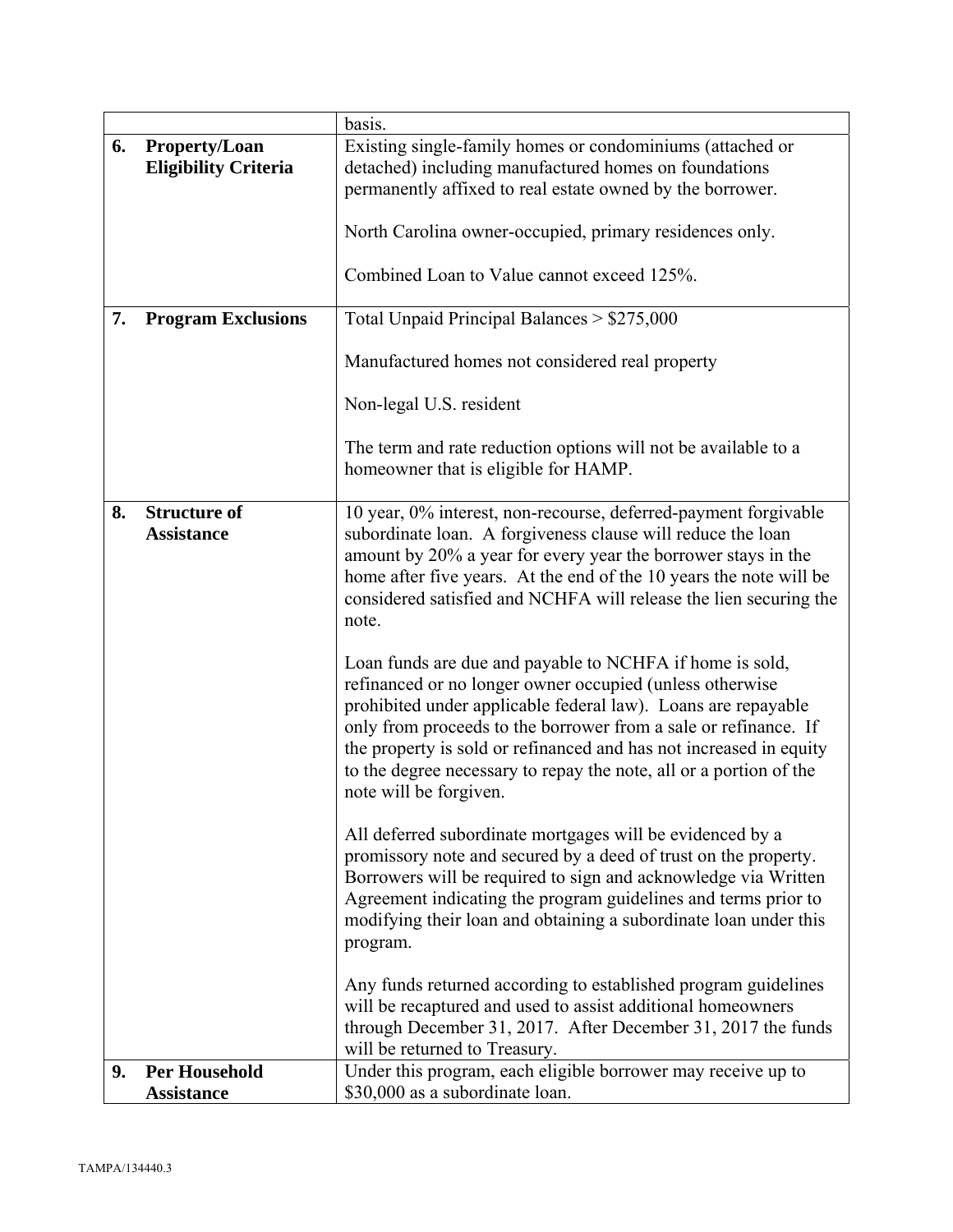| | |
|---|---|
| | basis. |
| **6. Property/Loan Eligibility Criteria** | Existing single-family homes or condominiums (attached or detached) including manufactured homes on foundations permanently affixed to real estate owned by the borrower.<br><br>North Carolina owner-occupied, primary residences only.<br><br>Combined Loan to Value cannot exceed 125%. |
| **7. Program Exclusions** | Total Unpaid Principal Balances > $275,000<br><br>Manufactured homes not considered real property<br><br>Non-legal U.S. resident<br><br>The term and rate reduction options will not be available to a homeowner that is eligible for HAMP. |
| **8. Structure of Assistance** | 10 year, 0% interest, non-recourse, deferred-payment forgivable subordinate loan. A forgiveness clause will reduce the loan amount by 20% a year for every year the borrower stays in the home after five years. At the end of the 10 years the note will be considered satisfied and NCHFA will release the lien securing the note.<br><br>Loan funds are due and payable to NCHFA if home is sold, refinanced or no longer owner occupied (unless otherwise prohibited under applicable federal law). Loans are repayable only from proceeds to the borrower from a sale or refinance. If the property is sold or refinanced and has not increased in equity to the degree necessary to repay the note, all or a portion of the note will be forgiven.<br><br>All deferred subordinate mortgages will be evidenced by a promissory note and secured by a deed of trust on the property. Borrowers will be required to sign and acknowledge via Written Agreement indicating the program guidelines and terms prior to modifying their loan and obtaining a subordinate loan under this program.<br><br>Any funds returned according to established program guidelines will be recaptured and used to assist additional homeowners through December 31, 2017. After December 31, 2017 the funds will be returned to Treasury. |
| **9. Per Household Assistance** | Under this program, each eligible borrower may receive up to $30,000 as a subordinate loan. |

TAMPA/134440.3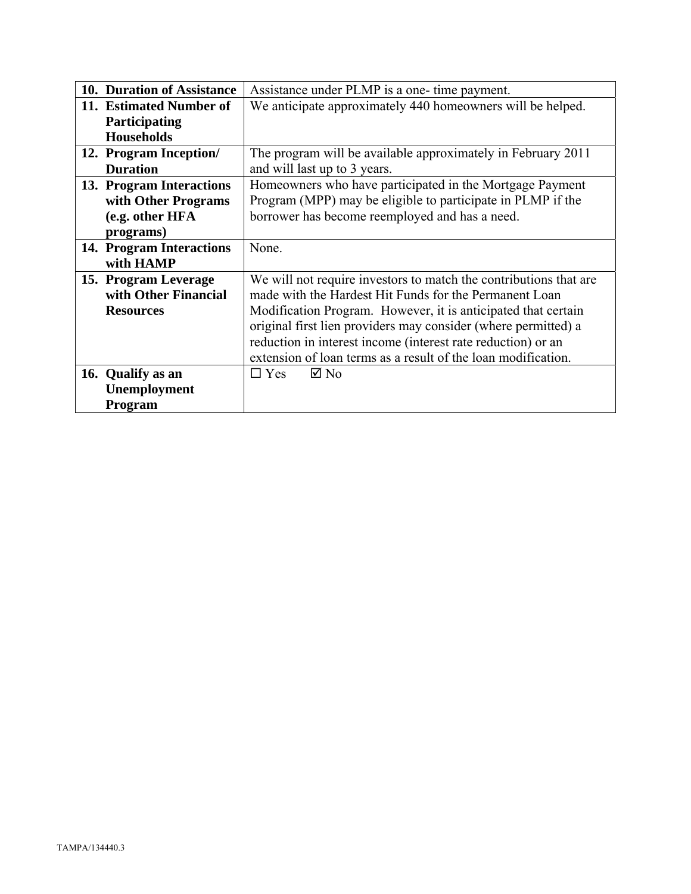| | |
|---|---|
| **10. Duration of Assistance** | Assistance under PLMP is a one- time payment. |
| **11. Estimated Number of Participating Households** | We anticipate approximately 440 homeowners will be helped. |
| **12. Program Inception/ Duration** | The program will be available approximately in February 2011 and will last up to 3 years. |
| **13. Program Interactions with Other Programs (e.g. other HFA programs)** | Homeowners who have participated in the Mortgage Payment Program (MPP) may be eligible to participate in PLMP if the borrower has become reemployed and has a need. |
| **14. Program Interactions with HAMP** | None. |
| **15. Program Leverage with Other Financial Resources** | We will not require investors to match the contributions that are made with the Hardest Hit Funds for the Permanent Loan Modification Program. However, it is anticipated that certain original first lien providers may consider (where permitted) a reduction in interest income (interest rate reduction) or an extension of loan terms as a result of the loan modification. |
| **16. Qualify as an Unemployment Program** | ☐ Yes ☑ No |

TAMPA/134440.3